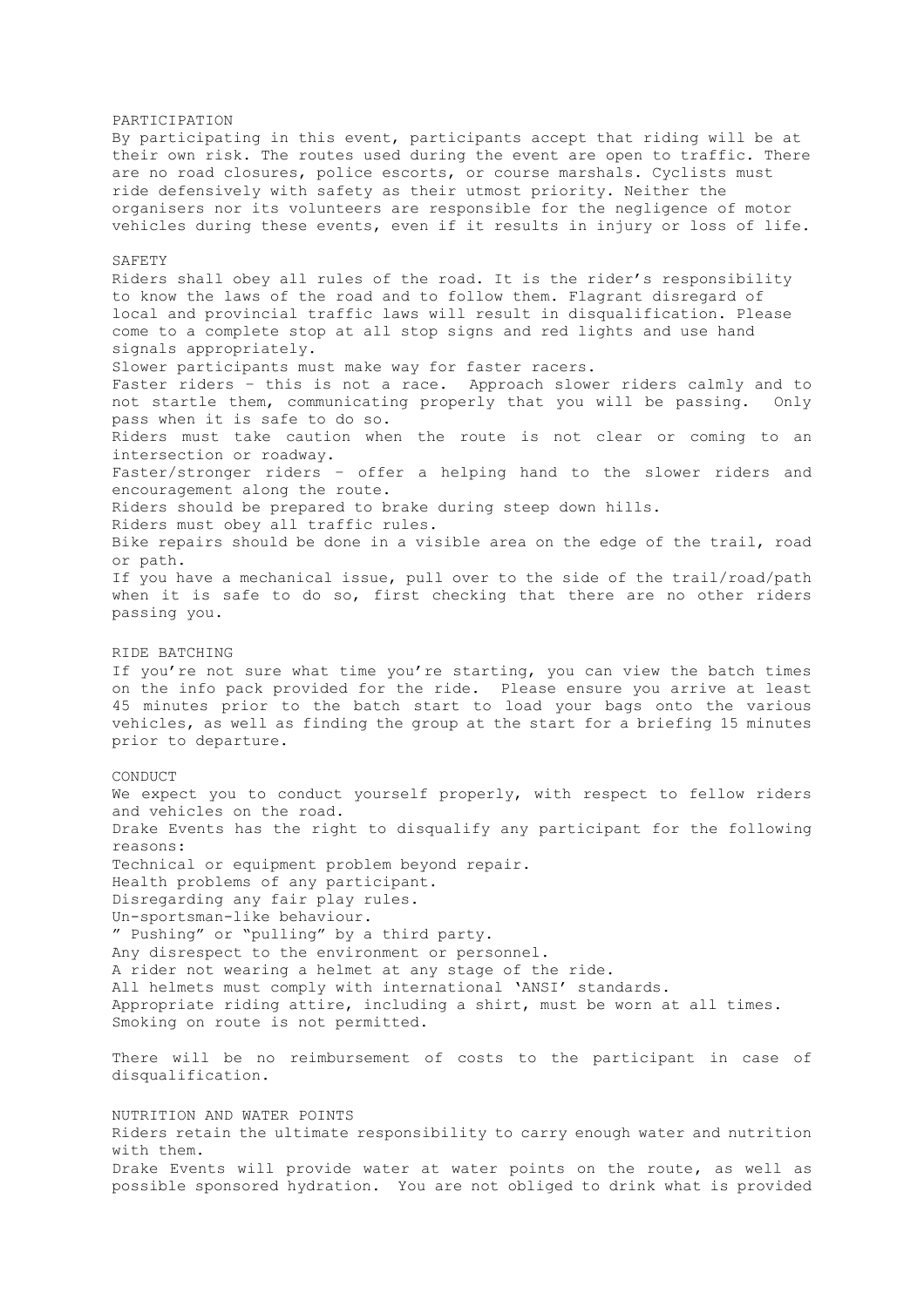## PARTICIPATION

By participating in this event, participants accept that riding will be at their own risk. The routes used during the event are open to traffic. There are no road closures, police escorts, or course marshals. Cyclists must ride defensively with safety as their utmost priority. Neither the organisers nor its volunteers are responsible for the negligence of motor vehicles during these events, even if it results in injury or loss of life.

## SAFETY

Riders shall obey all rules of the road. It is the rider's responsibility to know the laws of the road and to follow them. Flagrant disregard of local and provincial traffic laws will result in disqualification. Please come to a complete stop at all stop signs and red lights and use hand signals appropriately.

Slower participants must make way for faster racers.

Faster riders – this is not a race. Approach slower riders calmly and to not startle them, communicating properly that you will be passing. Only pass when it is safe to do so.

Riders must take caution when the route is not clear or coming to an intersection or roadway.

Faster/stronger riders – offer a helping hand to the slower riders and encouragement along the route.

Riders should be prepared to brake during steep down hills.

Riders must obey all traffic rules.

Bike repairs should be done in a visible area on the edge of the trail, road or path.

If you have a mechanical issue, pull over to the side of the trail/road/path when it is safe to do so, first checking that there are no other riders passing you.

## RIDE BATCHING

If you're not sure what time you're starting, you can view the batch times on the info pack provided for the ride. Please ensure you arrive at least 45 minutes prior to the batch start to load your bags onto the various vehicles, as well as finding the group at the start for a briefing 15 minutes prior to departure.

## CONDUCT

We expect you to conduct yourself properly, with respect to fellow riders and vehicles on the road.

Drake Events has the right to disqualify any participant for the following reasons:

Technical or equipment problem beyond repair.
Health problems of any participant.
Disregarding any fair play rules.
Un-sportsman-like behaviour.
" Pushing" or "pulling" by a third party.
Any disrespect to the environment or personnel.
A rider not wearing a helmet at any stage of the ride.
All helmets must comply with international 'ANSI' standards.
Appropriate riding attire, including a shirt, must be worn at all times.
Smoking on route is not permitted.

There will be no reimbursement of costs to the participant in case of disqualification.

## NUTRITION AND WATER POINTS

Riders retain the ultimate responsibility to carry enough water and nutrition with them.

Drake Events will provide water at water points on the route, as well as possible sponsored hydration. You are not obliged to drink what is provided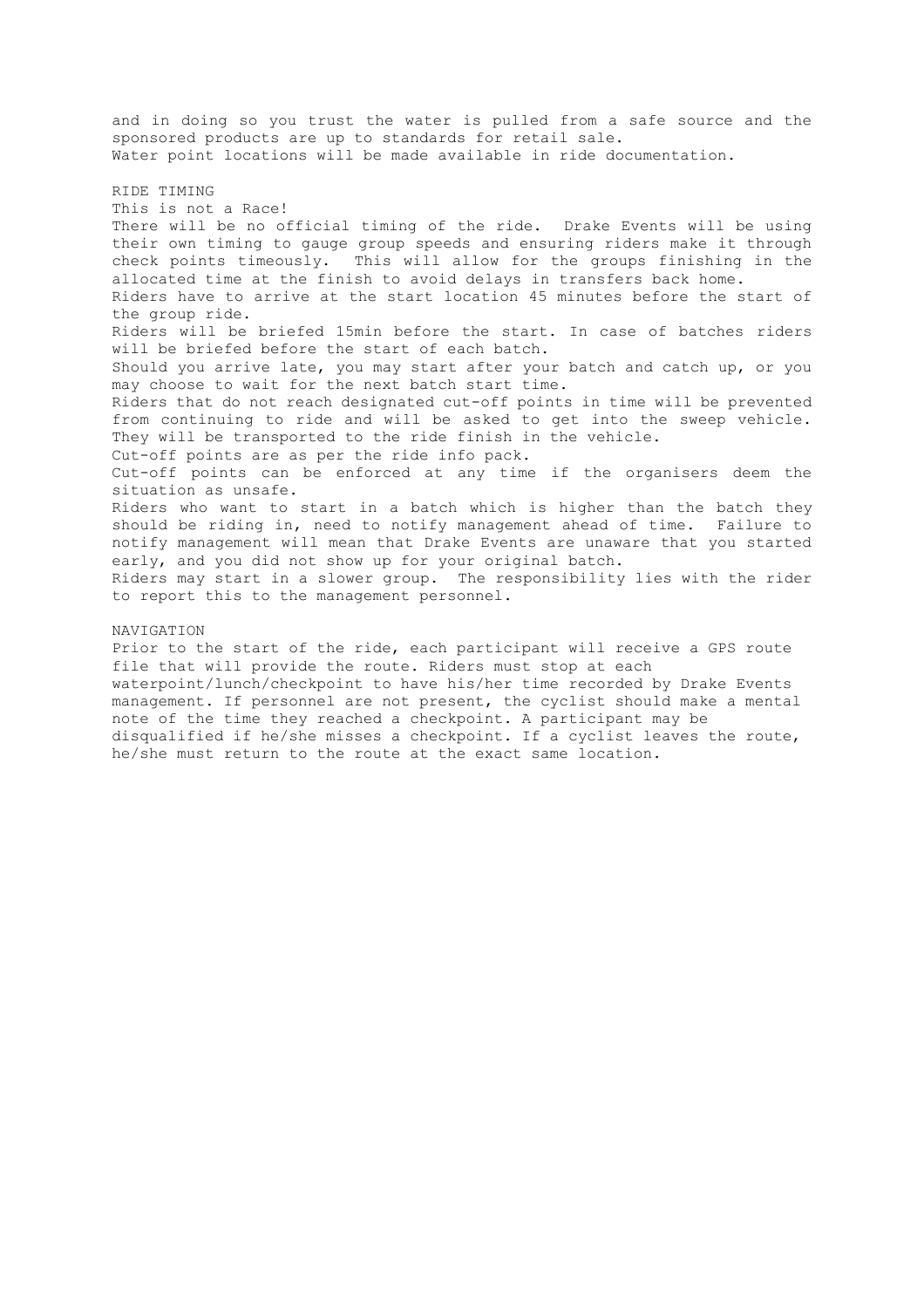and in doing so you trust the water is pulled from a safe source and the sponsored products are up to standards for retail sale.
Water point locations will be made available in ride documentation.

## RIDE TIMING

This is not a Race!

There will be no official timing of the ride. Drake Events will be using their own timing to gauge group speeds and ensuring riders make it through check points timeously. This will allow for the groups finishing in the allocated time at the finish to avoid delays in transfers back home.

Riders have to arrive at the start location 45 minutes before the start of the group ride.

Riders will be briefed 15min before the start. In case of batches riders will be briefed before the start of each batch.

Should you arrive late, you may start after your batch and catch up, or you may choose to wait for the next batch start time.

Riders that do not reach designated cut-off points in time will be prevented from continuing to ride and will be asked to get into the sweep vehicle. They will be transported to the ride finish in the vehicle.

Cut-off points are as per the ride info pack.

Cut-off points can be enforced at any time if the organisers deem the situation as unsafe.

Riders who want to start in a batch which is higher than the batch they should be riding in, need to notify management ahead of time. Failure to notify management will mean that Drake Events are unaware that you started early, and you did not show up for your original batch.

Riders may start in a slower group. The responsibility lies with the rider to report this to the management personnel.

## NAVIGATION

Prior to the start of the ride, each participant will receive a GPS route file that will provide the route. Riders must stop at each waterpoint/lunch/checkpoint to have his/her time recorded by Drake Events management. If personnel are not present, the cyclist should make a mental note of the time they reached a checkpoint. A participant may be disqualified if he/she misses a checkpoint. If a cyclist leaves the route, he/she must return to the route at the exact same location.